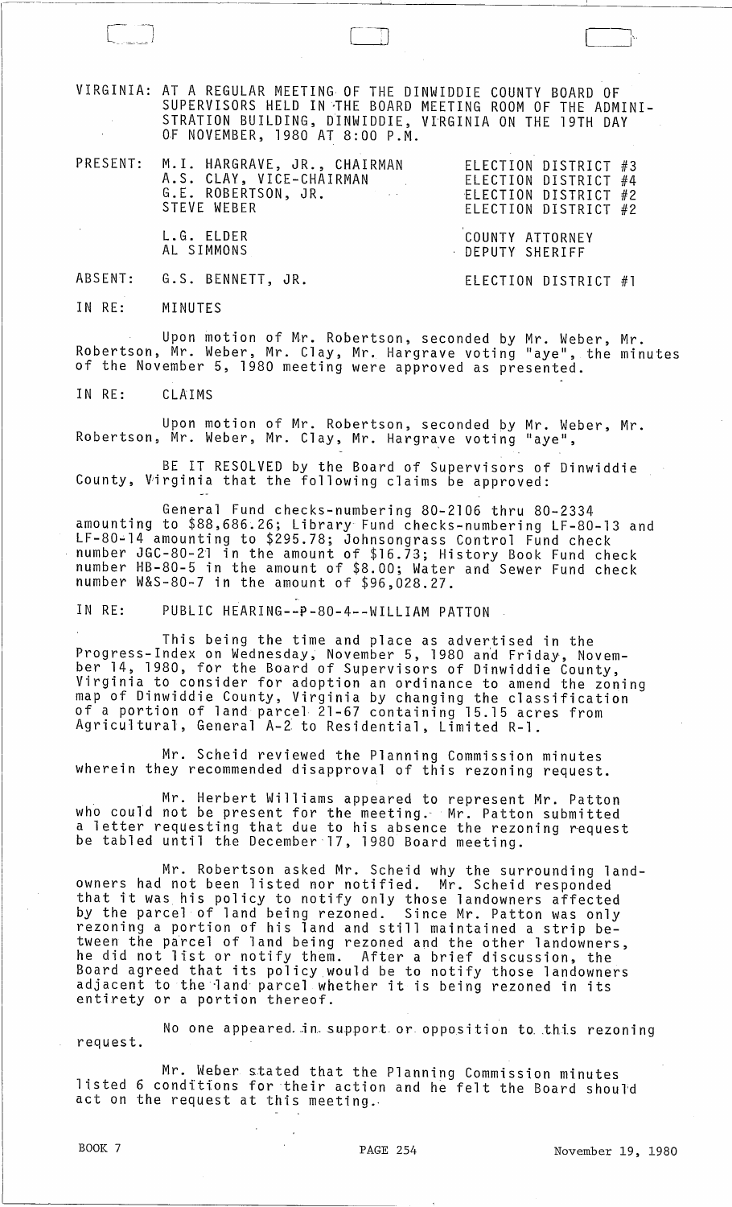VIRGINIA: AT A REGULAR MEETING OF THE DINWIDDIE COUNTY BOARD OF SUPERVISORS HELD IN THE BOARD MEETING ROOM OF THE ADMINISTRATION BUILDING, DINWIDDIE, VIRGINIA ON THE 19TH DAY OF NOVEMBER, 1980 AT 8:00 P.M.

| | | |
|---|---|---|
| PRESENT: | M.I. HARGRAVE, JR., CHAIRMAN | ELECTION DISTRICT #3 |
| | A.S. CLAY, VICE-CHAIRMAN | ELECTION DISTRICT #4 |
| | G.E. ROBERTSON, JR. | ELECTION DISTRICT #2 |
| | STEVE WEBER | ELECTION DISTRICT #2 |
| | L.G. ELDER | COUNTY ATTORNEY |
| | AL SIMMONS | DEPUTY SHERIFF |
| ABSENT: | G.S. BENNETT, JR. | ELECTION DISTRICT #1 |

IN RE: MINUTES

Upon motion of Mr. Robertson, seconded by Mr. Weber, Mr. Robertson, Mr. Weber, Mr. Clay, Mr. Hargrave voting "aye", the minutes of the November 5, 1980 meeting were approved as presented.

IN RE: CLAIMS

Upon motion of Mr. Robertson, seconded by Mr. Weber, Mr. Robertson, Mr. Weber, Mr. Clay, Mr. Hargrave voting "aye",

BE IT RESOLVED by the Board of Supervisors of Dinwiddie County, Virginia that the following claims be approved:

General Fund checks-numbering 80-2106 thru 80-2334 amounting to $88,686.26; Library Fund checks-numbering LF-80-13 and LF-80-14 amounting to $295.78; Johnsongrass Control Fund check number JGC-80-21 in the amount of $16.73; History Book Fund check number HB-80-5 in the amount of $8.00; Water and Sewer Fund check number W&S-80-7 in the amount of $96,028.27.

IN RE: PUBLIC HEARING--P-80-4--WILLIAM PATTON

This being the time and place as advertised in the Progress-Index on Wednesday, November 5, 1980 and Friday, November 14, 1980, for the Board of Supervisors of Dinwiddie County, Virginia to consider for adoption an ordinance to amend the zoning map of Dinwiddie County, Virginia by changing the classification of a portion of land parcel 21-67 containing 15.15 acres from Agricultural, General A-2 to Residential, Limited R-1.

Mr. Scheid reviewed the Planning Commission minutes wherein they recommended disapproval of this rezoning request.

Mr. Herbert Williams appeared to represent Mr. Patton who could not be present for the meeting. Mr. Patton submitted a letter requesting that due to his absence the rezoning request be tabled until the December 17, 1980 Board meeting.

Mr. Robertson asked Mr. Scheid why the surrounding landowners had not been listed nor notified. Mr. Scheid responded that it was his policy to notify only those landowners affected by the parcel of land being rezoned. Since Mr. Patton was only rezoning a portion of his land and still maintained a strip between the parcel of land being rezoned and the other landowners, he did not list or notify them. After a brief discussion, the Board agreed that its policy would be to notify those landowners adjacent to the land parcel whether it is being rezoned in its entirety or a portion thereof.

No one appeared in support or opposition to this rezoning request.

Mr. Weber stated that the Planning Commission minutes listed 6 conditions for their action and he felt the Board should act on the request at this meeting.

BOOK 7 PAGE 254 November 19, 1980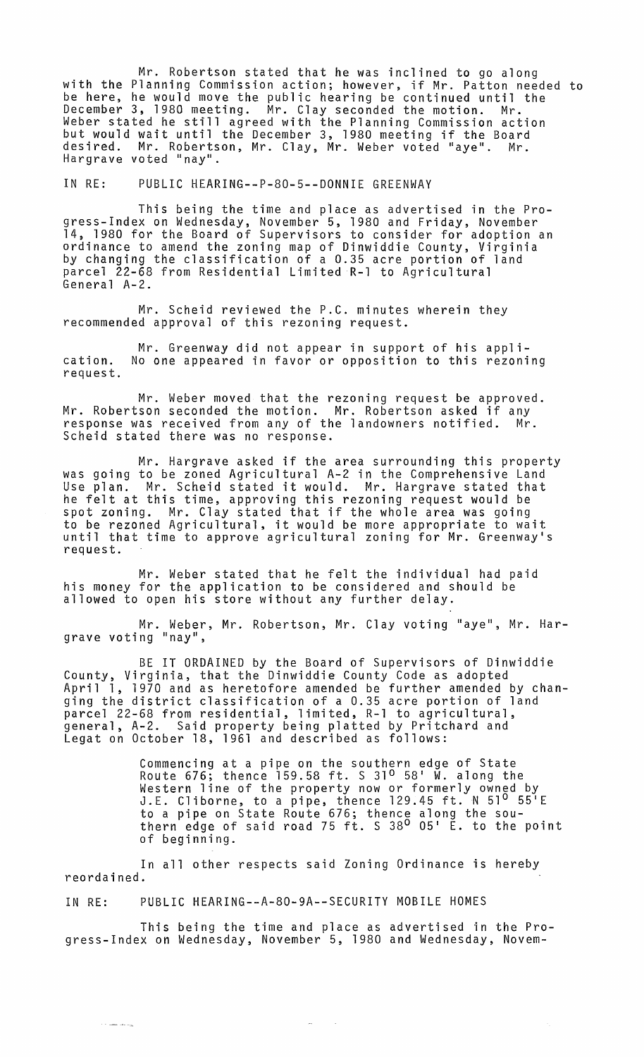Mr. Robertson stated that he was inclined to go along with the Planning Commission action; however, if Mr. Patton needed to be here, he would move the public hearing be continued until the December 3, 1980 meeting. Mr. Clay seconded the motion. Mr. Weber stated he still agreed with the Planning Commission action but would wait until the December 3, 1980 meeting if the Board desired. Mr. Robertson, Mr. Clay, Mr. Weber voted "aye". Mr. Hargrave voted "nay".

IN RE: PUBLIC HEARING--P-80-5--DONNIE GREENWAY

This being the time and place as advertised in the Progress-Index on Wednesday, November 5, 1980 and Friday, November 14, 1980 for the Board of Supervisors to consider for adoption an ordinance to amend the zoning map of Dinwiddie County, Virginia by changing the classification of a 0.35 acre portion of land parcel 22-68 from Residential Limited R-1 to Agricultural General A-2.

Mr. Scheid reviewed the P.C. minutes wherein they recommended approval of this rezoning request.

Mr. Greenway did not appear in support of his application. No one appeared in favor or opposition to this rezoning request.

Mr. Weber moved that the rezoning request be approved. Mr. Robertson seconded the motion. Mr. Robertson asked if any response was received from any of the landowners notified. Mr. Scheid stated there was no response.

Mr. Hargrave asked if the area surrounding this property was going to be zoned Agricultural A-2 in the Comprehensive Land Use plan. Mr. Scheid stated it would. Mr. Hargrave stated that he felt at this time, approving this rezoning request would be spot zoning. Mr. Clay stated that if the whole area was going to be rezoned Agricultural, it would be more appropriate to wait until that time to approve agricultural zoning for Mr. Greenway's request.

Mr. Weber stated that he felt the individual had paid his money for the application to be considered and should be allowed to open his store without any further delay.

Mr. Weber, Mr. Robertson, Mr. Clay voting "aye", Mr. Hargrave voting "nay",

BE IT ORDAINED by the Board of Supervisors of Dinwiddie County, Virginia, that the Dinwiddie County Code as adopted April 1, 1970 and as heretofore amended be further amended by changing the district classification of a 0.35 acre portion of land parcel 22-68 from residential, limited, R-1 to agricultural, general, A-2. Said property being platted by Pritchard and Legat on October 18, 1961 and described as follows:

> Commencing at a pipe on the southern edge of State Route 676; thence 159.58 ft. S 31° 58' W. along the Western line of the property now or formerly owned by J.E. Cliborne, to a pipe, thence 129.45 ft. N 51° 55'E to a pipe on State Route 676; thence along the southern edge of said road 75 ft. S 38° 05' E. to the point of beginning.

In all other respects said Zoning Ordinance is hereby reordained.

IN RE: PUBLIC HEARING--A-80-9A--SECURITY MOBILE HOMES

This being the time and place as advertised in the Progress-Index on Wednesday, November 5, 1980 and Wednesday, Novem-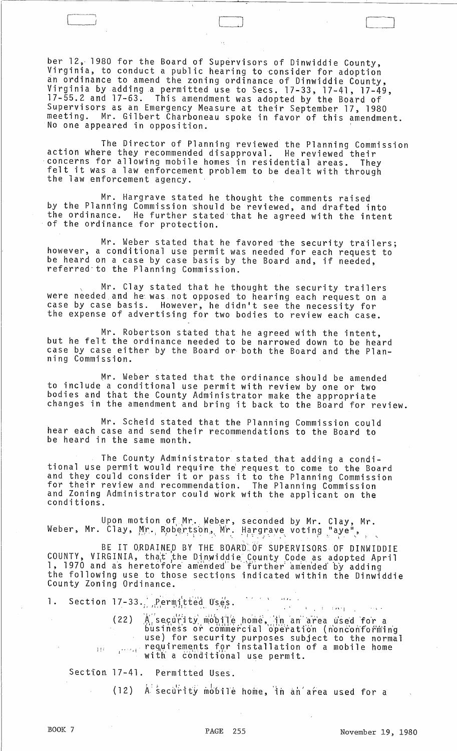ber 12, 1980 for the Board of Supervisors of Dinwiddie County, Virginia, to conduct a public hearing to consider for adoption an ordinance to amend the zoning ordinance of Dinwiddie County, Virginia by adding a permitted use to Secs. 17-33, 17-41, 17-49, 17-55.2 and 17-63. This amendment was adopted by the Board of Supervisors as an Emergency Measure at their September 17, 1980 meeting. Mr. Gilbert Charboneau spoke in favor of this amendment. No one appeared in opposition.

The Director of Planning reviewed the Planning Commission action where they recommended disapproval. He reviewed their concerns for allowing mobile homes in residential areas. They felt it was a law enforcement problem to be dealt with through the law enforcement agency.

Mr. Hargrave stated he thought the comments raised by the Planning Commission should be reviewed, and drafted into the ordinance. He further stated that he agreed with the intent of the ordinance for protection.

Mr. Weber stated that he favored the security trailers; however, a conditional use permit was needed for each request to be heard on a case by case basis by the Board and, if needed, referred to the Planning Commission.

Mr. Clay stated that he thought the security trailers were needed and he was not opposed to hearing each request on a case by case basis. However, he didn't see the necessity for the expense of advertising for two bodies to review each case.

Mr. Robertson stated that he agreed with the intent, but he felt the ordinance needed to be narrowed down to be heard case by case either by the Board or both the Board and the Planning Commission.

Mr. Weber stated that the ordinance should be amended to include a conditional use permit with review by one or two bodies and that the County Administrator make the appropriate changes in the amendment and bring it back to the Board for review.

Mr. Scheid stated that the Planning Commission could hear each case and send their recommendations to the Board to be heard in the same month.

The County Administrator stated that adding a conditional use permit would require the request to come to the Board and they could consider it or pass it to the Planning Commission for their review and recommendation. The Planning Commission and Zoning Administrator could work with the applicant on the conditions.

Upon motion of Mr. Weber, seconded by Mr. Clay, Mr. Weber, Mr. Clay, Mr. Robertson, Mr. Hargrave voting "aye",

BE IT ORDAINED BY THE BOARD OF SUPERVISORS OF DINWIDDIE COUNTY, VIRGINIA, that the Dinwiddie County Code as adopted April 1, 1970 and as heretofore amended be further amended by adding the following use to those sections indicated within the Dinwiddie County Zoning Ordinance.

1. Section 17-33. Permitted Uses.

   (22) A security mobile home, in an area used for a business or commercial operation (nonconforming use) for security purposes subject to the normal requirements for installation of a mobile home with a conditional use permit.

   Section 17-41. Permitted Uses.

   (12) A security mobile home, in an area used for a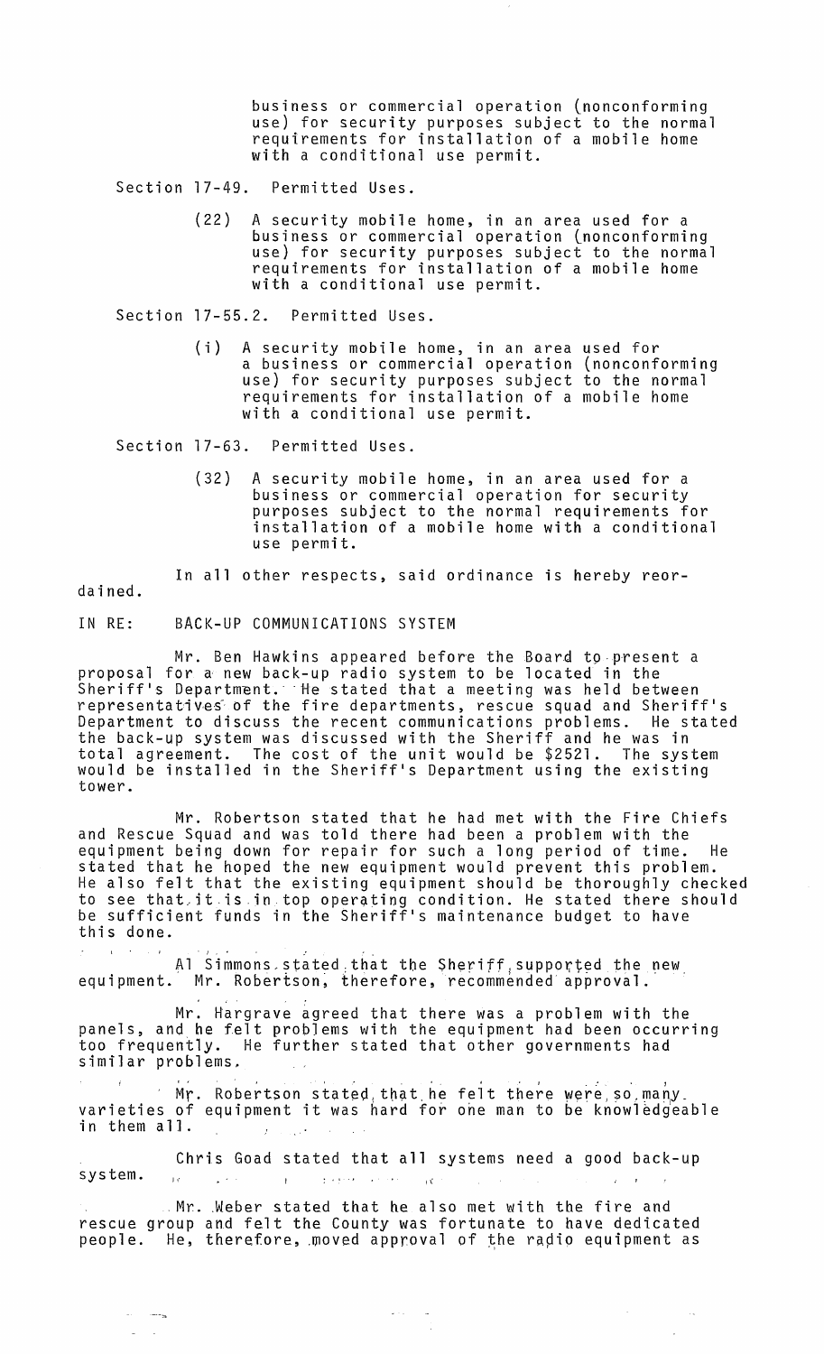business or commercial operation (nonconforming use) for security purposes subject to the normal requirements for installation of a mobile home with a conditional use permit.

Section 17-49. Permitted Uses.

(22) A security mobile home, in an area used for a business or commercial operation (nonconforming use) for security purposes subject to the normal requirements for installation of a mobile home with a conditional use permit.

Section 17-55.2. Permitted Uses.

(i) A security mobile home, in an area used for a business or commercial operation (nonconforming use) for security purposes subject to the normal requirements for installation of a mobile home with a conditional use permit.

Section 17-63. Permitted Uses.

(32) A security mobile home, in an area used for a business or commercial operation for security purposes subject to the normal requirements for installation of a mobile home with a conditional use permit.

In all other respects, said ordinance is hereby reordained.

IN RE: BACK-UP COMMUNICATIONS SYSTEM

Mr. Ben Hawkins appeared before the Board to present a proposal for a new back-up radio system to be located in the Sheriff's Department. He stated that a meeting was held between representatives of the fire departments, rescue squad and Sheriff's Department to discuss the recent communications problems. He stated the back-up system was discussed with the Sheriff and he was in total agreement. The cost of the unit would be $2521. The system would be installed in the Sheriff's Department using the existing tower.

Mr. Robertson stated that he had met with the Fire Chiefs and Rescue Squad and was told there had been a problem with the equipment being down for repair for such a long period of time. He stated that he hoped the new equipment would prevent this problem. He also felt that the existing equipment should be thoroughly checked to see that it is in top operating condition. He stated there should be sufficient funds in the Sheriff's maintenance budget to have this done.

Al Simmons stated that the Sheriff supported the new equipment. Mr. Robertson, therefore, recommended approval.

Mr. Hargrave agreed that there was a problem with the panels, and he felt problems with the equipment had been occurring too frequently. He further stated that other governments had similar problems.

Mr. Robertson stated that he felt there were so many varieties of equipment it was hard for one man to be knowledgeable in them all.

Chris Goad stated that all systems need a good back-up system.

Mr. Weber stated that he also met with the fire and rescue group and felt the County was fortunate to have dedicated people. He, therefore, moved approval of the radio equipment as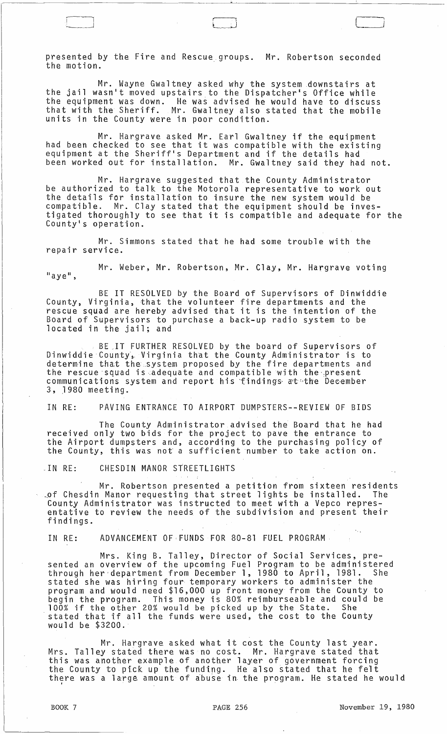presented by the Fire and Rescue groups. Mr. Robertson seconded the motion.

Mr. Wayne Gwaltney asked why the system downstairs at the jail wasn't moved upstairs to the Dispatcher's Office while the equipment was down. He was advised he would have to discuss that with the Sheriff. Mr. Gwaltney also stated that the mobile units in the County were in poor condition.

Mr. Hargrave asked Mr. Earl Gwaltney if the equipment had been checked to see that it was compatible with the existing equipment at the Sheriff's Department and if the details had been worked out for installation. Mr. Gwaltney said they had not.

Mr. Hargrave suggested that the County Administrator be authorized to talk to the Motorola representative to work out the details for installation to insure the new system would be compatible. Mr. Clay stated that the equipment should be investigated thoroughly to see that it is compatible and adequate for the County's operation.

Mr. Simmons stated that he had some trouble with the repair service.

Mr. Weber, Mr. Robertson, Mr. Clay, Mr. Hargrave voting "aye",

BE IT RESOLVED by the Board of Supervisors of Dinwiddie County, Virginia, that the volunteer fire departments and the rescue squad are hereby advised that it is the intention of the Board of Supervisors to purchase a back-up radio system to be located in the jail; and

BE IT FURTHER RESOLVED by the board of Supervisors of Dinwiddie County, Virginia that the County Administrator is to determine that the system proposed by the fire departments and the rescue squad is adequate and compatible with the present communications system and report his findings at the December 3, 1980 meeting.

IN RE: PAVING ENTRANCE TO AIRPORT DUMPSTERS--REVIEW OF BIDS

The County Administrator advised the Board that he had received only two bids for the project to pave the entrance to the Airport dumpsters and, according to the purchasing policy of the County, this was not a sufficient number to take action on.

IN RE: CHESDIN MANOR STREETLIGHTS

Mr. Robertson presented a petition from sixteen residents of Chesdin Manor requesting that street lights be installed. The County Administrator was instructed to meet with a Vepco representative to review the needs of the subdivision and present their findings.

IN RE: ADVANCEMENT OF FUNDS FOR 80-81 FUEL PROGRAM

Mrs. King B. Talley, Director of Social Services, presented an overview of the upcoming Fuel Program to be administered through her department from December 1, 1980 to April, 1981. She stated she was hiring four temporary workers to administer the program and would need $16,000 up front money from the County to begin the program. This money is 80% reimburseable and could be 100% if the other 20% would be picked up by the State. She stated that if all the funds were used, the cost to the County would be $3200.

Mr. Hargrave asked what it cost the County last year. Mrs. Talley stated there was no cost. Mr. Hargrave stated that this was another example of another layer of government forcing the County to pick up the funding. He also stated that he felt there was a large amount of abuse in the program. He stated he would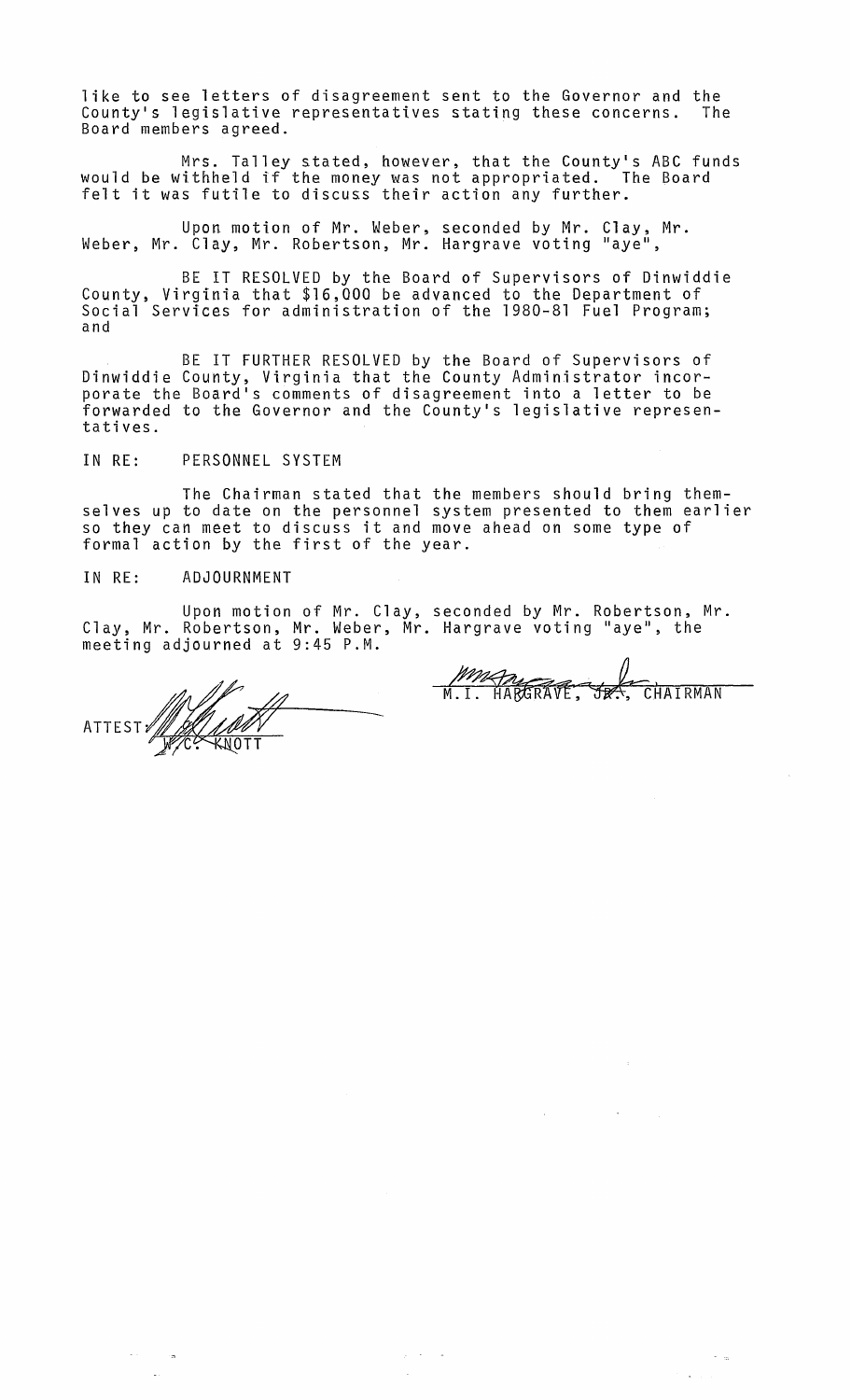like to see letters of disagreement sent to the Governor and the County's legislative representatives stating these concerns. The Board members agreed.

Mrs. Talley stated, however, that the County's ABC funds would be withheld if the money was not appropriated. The Board felt it was futile to discuss their action any further.

Upon motion of Mr. Weber, seconded by Mr. Clay, Mr. Weber, Mr. Clay, Mr. Robertson, Mr. Hargrave voting "aye",

BE IT RESOLVED by the Board of Supervisors of Dinwiddie County, Virginia that $16,000 be advanced to the Department of Social Services for administration of the 1980-81 Fuel Program; and

BE IT FURTHER RESOLVED by the Board of Supervisors of Dinwiddie County, Virginia that the County Administrator incorporate the Board's comments of disagreement into a letter to be forwarded to the Governor and the County's legislative representatives.

IN RE: PERSONNEL SYSTEM

The Chairman stated that the members should bring themselves up to date on the personnel system presented to them earlier so they can meet to discuss it and move ahead on some type of formal action by the first of the year.

IN RE: ADJOURNMENT

Upon motion of Mr. Clay, seconded by Mr. Robertson, Mr. Clay, Mr. Robertson, Mr. Weber, Mr. Hargrave voting "aye", the meeting adjourned at 9:45 P.M.

M.I. HARGRAVE, JR., CHAIRMAN

ATTEST: W.C. KNOTT